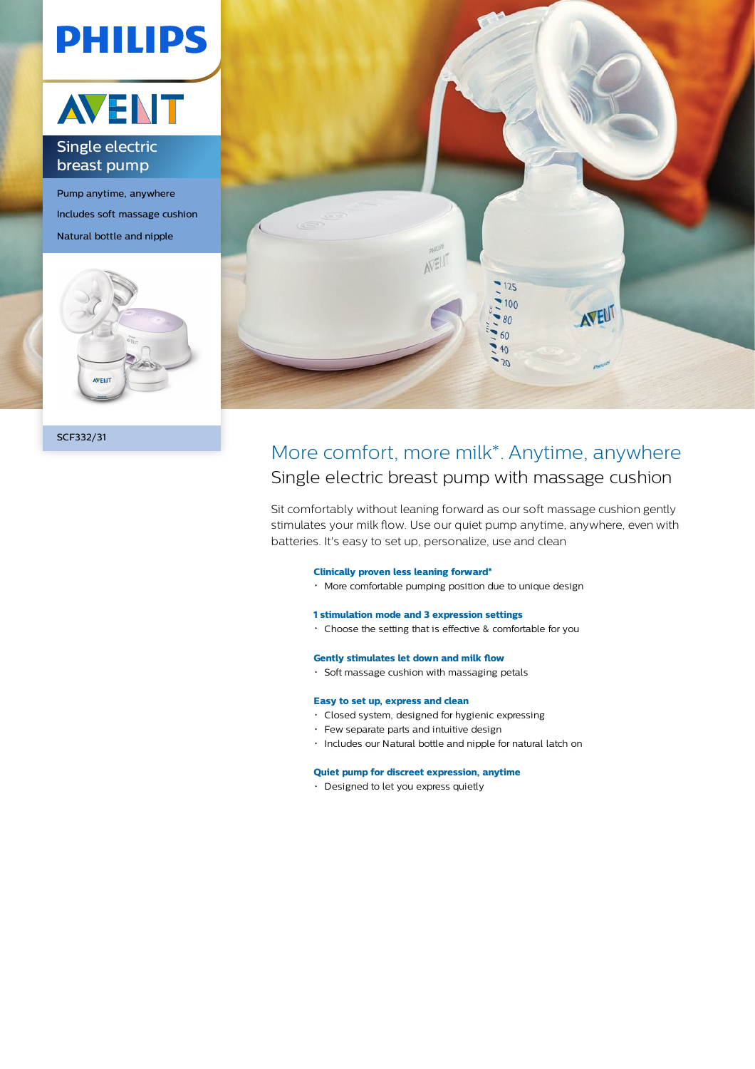PHILIPS

AVENT

## Single electric breast pump

Pump anytime, anywhere

Includes soft massage cushion

Natural bottle and nipple

SCF332/31

# More comfort, more milk*. Anytime, anywhere

## Single electric breast pump with massage cushion

Sit comfortably without leaning forward as our soft massage cushion gently stimulates your milk flow. Use our quiet pump anytime, anywhere, even with batteries. It's easy to set up, personalize, use and clean

**Clinically proven less leaning forward***

- More comfortable pumping position due to unique design

**1 stimulation mode and 3 expression settings**

- Choose the setting that is effective & comfortable for you

**Gently stimulates let down and milk flow**

- Soft massage cushion with massaging petals

**Easy to set up, express and clean**

- Closed system, designed for hygienic expressing
- Few separate parts and intuitive design
- Includes our Natural bottle and nipple for natural latch on

**Quiet pump for discreet expression, anytime**

- Designed to let you express quietly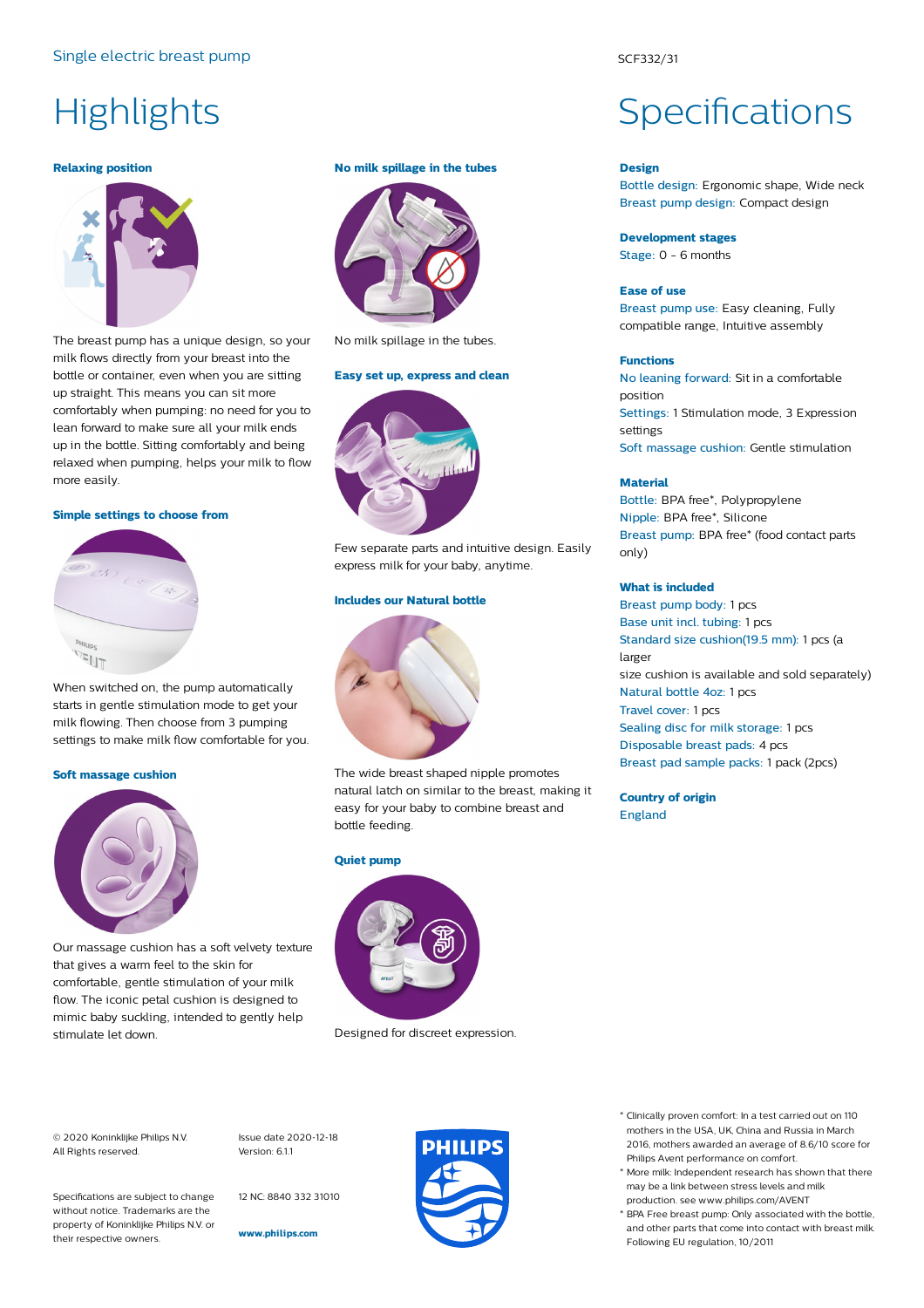Single electric breast pump

SCF332/31

# Highlights

### Relaxing position

The breast pump has a unique design, so your milk flows directly from your breast into the bottle or container, even when you are sitting up straight. This means you can sit more comfortably when pumping: no need for you to lean forward to make sure all your milk ends up in the bottle. Sitting comfortably and being relaxed when pumping, helps your milk to flow more easily.

### Simple settings to choose from

When switched on, the pump automatically starts in gentle stimulation mode to get your milk flowing. Then choose from 3 pumping settings to make milk flow comfortable for you.

### Soft massage cushion

Our massage cushion has a soft velvety texture that gives a warm feel to the skin for comfortable, gentle stimulation of your milk flow. The iconic petal cushion is designed to mimic baby suckling, intended to gently help stimulate let down.

### No milk spillage in the tubes

No milk spillage in the tubes.

### Easy set up, express and clean

Few separate parts and intuitive design. Easily express milk for your baby, anytime.

### Includes our Natural bottle

The wide breast shaped nipple promotes natural latch on similar to the breast, making it easy for your baby to combine breast and bottle feeding.

### Quiet pump

Designed for discreet expression.

# Specifications

### Design
- Bottle design: Ergonomic shape, Wide neck
- Breast pump design: Compact design

### Development stages
- Stage: 0 - 6 months

### Ease of use
- Breast pump use: Easy cleaning, Fully compatible range, Intuitive assembly

### Functions
- No leaning forward: Sit in a comfortable position
- Settings: 1 Stimulation mode, 3 Expression settings
- Soft massage cushion: Gentle stimulation

### Material
- Bottle: BPA free*, Polypropylene
- Nipple: BPA free*, Silicone
- Breast pump: BPA free* (food contact parts only)

### What is included
- Breast pump body: 1 pcs
- Base unit incl. tubing: 1 pcs
- Standard size cushion(19.5 mm): 1 pcs (a larger size cushion is available and sold separately)
- Natural bottle 4oz: 1 pcs
- Travel cover: 1 pcs
- Sealing disc for milk storage: 1 pcs
- Disposable breast pads: 4 pcs
- Breast pad sample packs: 1 pack (2pcs)

### Country of origin
- England

---

© 2020 Koninklijke Philips N.V.
All Rights reserved.

Specifications are subject to change without notice. Trademarks are the property of Koninklijke Philips N.V. or their respective owners.

Issue date 2020-12-18
Version: 6.1.1

12 NC: 8840 332 31010

www.philips.com

PHILIPS

* Clinically proven comfort: In a test carried out on 110 mothers in the USA, UK, China and Russia in March 2016, mothers awarded an average of 8.6/10 score for Philips Avent performance on comfort.
* More milk: Independent research has shown that there may be a link between stress levels and milk production. see www.philips.com/AVENT
* BPA Free breast pump: Only associated with the bottle, and other parts that come into contact with breast milk. Following EU regulation, 10/2011